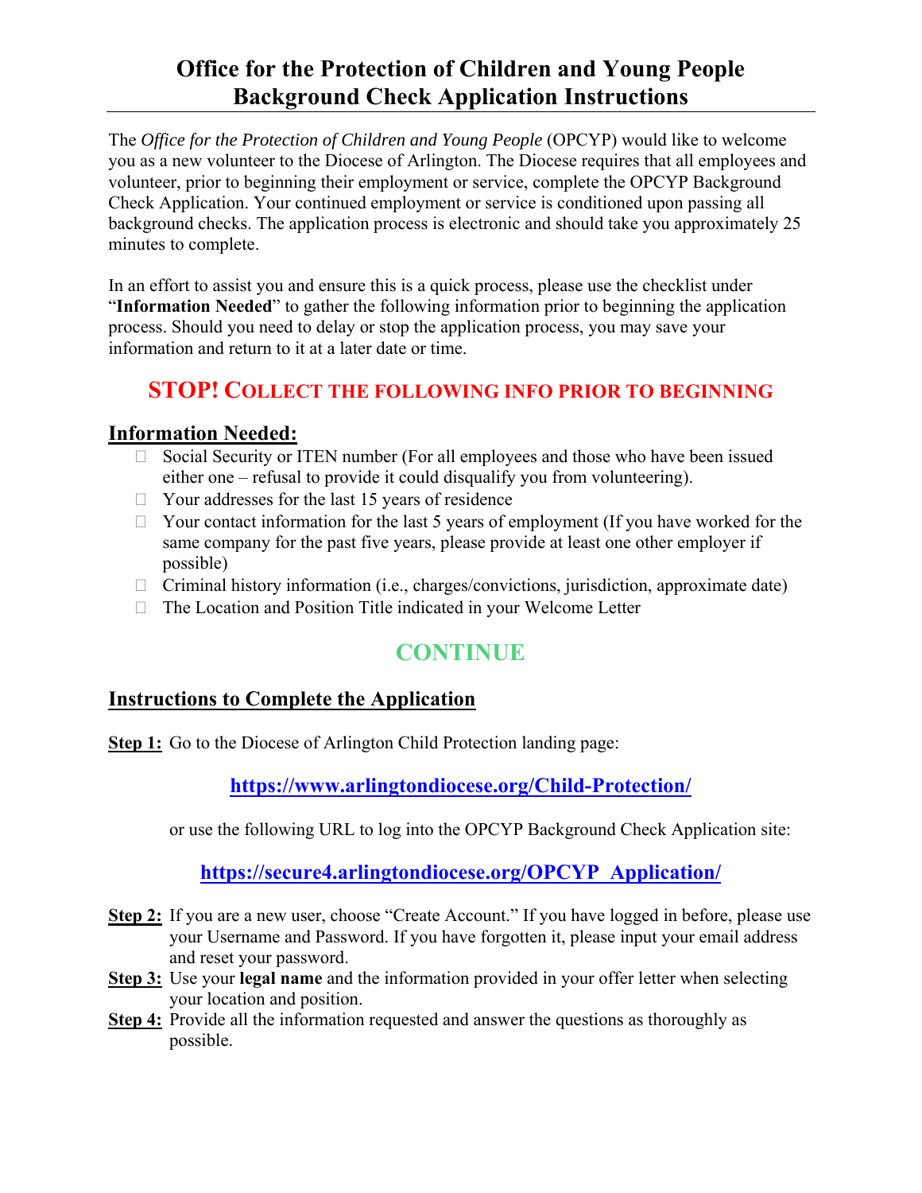# Office for the Protection of Children and Young People Background Check Application Instructions

The *Office for the Protection of Children and Young People* (OPCYP) would like to welcome you as a new volunteer to the Diocese of Arlington. The Diocese requires that all employees and volunteer, prior to beginning their employment or service, complete the OPCYP Background Check Application. Your continued employment or service is conditioned upon passing all background checks. The application process is electronic and should take you approximately 25 minutes to complete.

In an effort to assist you and ensure this is a quick process, please use the checklist under "**Information Needed**" to gather the following information prior to beginning the application process. Should you need to delay or stop the application process, you may save your information and return to it at a later date or time.

## STOP! COLLECT THE FOLLOWING INFO PRIOR TO BEGINNING

## Information Needed:

- ☐ Social Security or ITEN number (For all employees and those who have been issued either one – refusal to provide it could disqualify you from volunteering).
- ☐ Your addresses for the last 15 years of residence
- ☐ Your contact information for the last 5 years of employment (If you have worked for the same company for the past five years, please provide at least one other employer if possible)
- ☐ Criminal history information (i.e., charges/convictions, jurisdiction, approximate date)
- ☐ The Location and Position Title indicated in your Welcome Letter

## CONTINUE

## Instructions to Complete the Application

**Step 1:** Go to the Diocese of Arlington Child Protection landing page:

**https://www.arlingtondiocese.org/Child-Protection/**

or use the following URL to log into the OPCYP Background Check Application site:

**https://secure4.arlingtondiocese.org/OPCYP_Application/**

**Step 2:** If you are a new user, choose "Create Account." If you have logged in before, please use your Username and Password. If you have forgotten it, please input your email address and reset your password.

**Step 3:** Use your **legal name** and the information provided in your offer letter when selecting your location and position.

**Step 4:** Provide all the information requested and answer the questions as thoroughly as possible.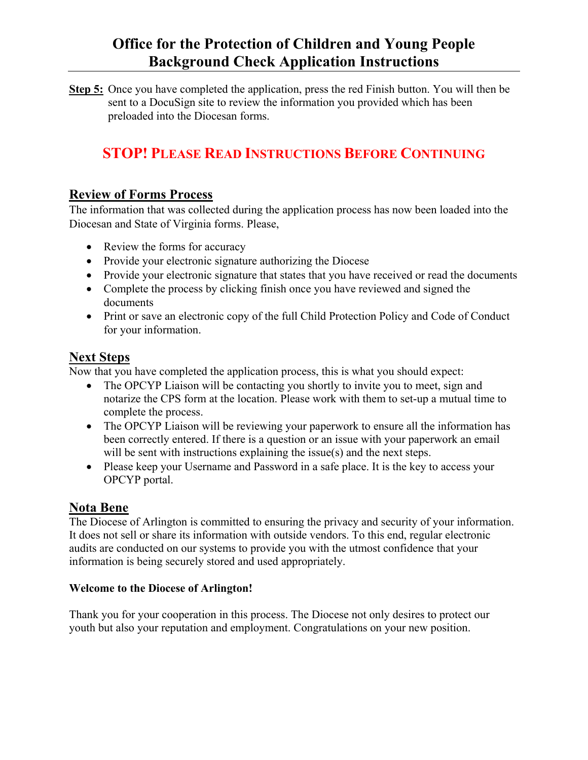# Office for the Protection of Children and Young People Background Check Application Instructions

**Step 5:** Once you have completed the application, press the red Finish button. You will then be sent to a DocuSign site to review the information you provided which has been preloaded into the Diocesan forms.

## STOP! PLEASE READ INSTRUCTIONS BEFORE CONTINUING

### Review of Forms Process

The information that was collected during the application process has now been loaded into the Diocesan and State of Virginia forms. Please,

- Review the forms for accuracy
- Provide your electronic signature authorizing the Diocese
- Provide your electronic signature that states that you have received or read the documents
- Complete the process by clicking finish once you have reviewed and signed the documents
- Print or save an electronic copy of the full Child Protection Policy and Code of Conduct for your information.

### Next Steps

Now that you have completed the application process, this is what you should expect:

- The OPCYP Liaison will be contacting you shortly to invite you to meet, sign and notarize the CPS form at the location. Please work with them to set-up a mutual time to complete the process.
- The OPCYP Liaison will be reviewing your paperwork to ensure all the information has been correctly entered. If there is a question or an issue with your paperwork an email will be sent with instructions explaining the issue(s) and the next steps.
- Please keep your Username and Password in a safe place. It is the key to access your OPCYP portal.

### Nota Bene

The Diocese of Arlington is committed to ensuring the privacy and security of your information. It does not sell or share its information with outside vendors. To this end, regular electronic audits are conducted on our systems to provide you with the utmost confidence that your information is being securely stored and used appropriately.

**Welcome to the Diocese of Arlington!**

Thank you for your cooperation in this process. The Diocese not only desires to protect our youth but also your reputation and employment. Congratulations on your new position.